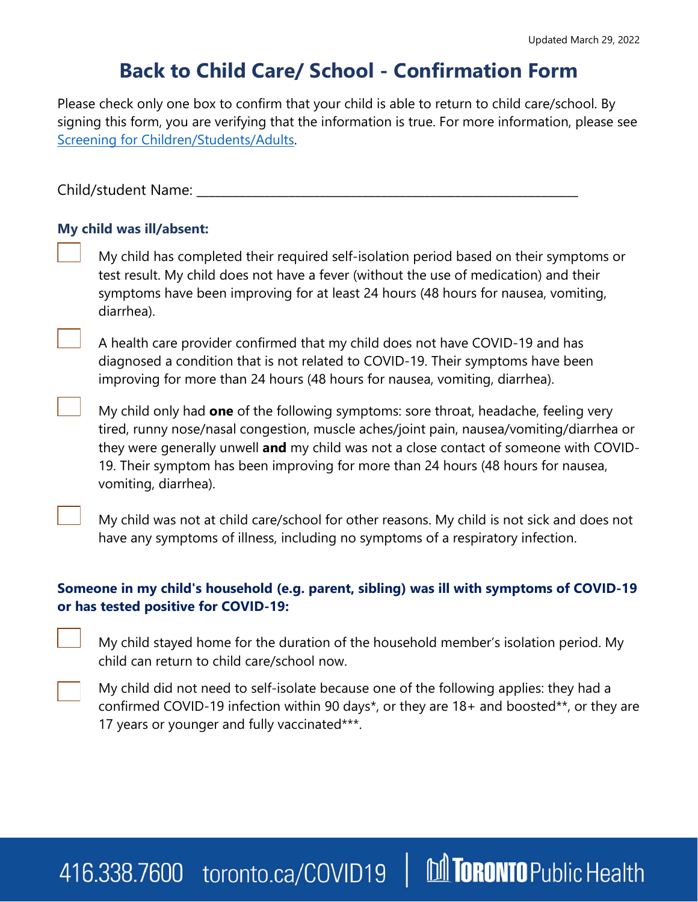Updated March 29, 2022

# Back to Child Care/ School - Confirmation Form

Please check only one box to confirm that your child is able to return to child care/school. By signing this form, you are verifying that the information is true. For more information, please see Screening for Children/Students/Adults.

Child/student Name: ___________________________________________________________

### My child was ill/absent:

- ☐ My child has completed their required self-isolation period based on their symptoms or test result. My child does not have a fever (without the use of medication) and their symptoms have been improving for at least 24 hours (48 hours for nausea, vomiting, diarrhea).

- ☐ A health care provider confirmed that my child does not have COVID-19 and has diagnosed a condition that is not related to COVID-19. Their symptoms have been improving for more than 24 hours (48 hours for nausea, vomiting, diarrhea).

- ☐ My child only had **one** of the following symptoms: sore throat, headache, feeling very tired, runny nose/nasal congestion, muscle aches/joint pain, nausea/vomiting/diarrhea or they were generally unwell **and** my child was not a close contact of someone with COVID-19. Their symptom has been improving for more than 24 hours (48 hours for nausea, vomiting, diarrhea).

- ☐ My child was not at child care/school for other reasons. My child is not sick and does not have any symptoms of illness, including no symptoms of a respiratory infection.

### Someone in my child's household (e.g. parent, sibling) was ill with symptoms of COVID-19 or has tested positive for COVID-19:

- ☐ My child stayed home for the duration of the household member's isolation period. My child can return to child care/school now.

- ☐ My child did not need to self-isolate because one of the following applies: they had a confirmed COVID-19 infection within 90 days*, or they are 18+ and boosted**, or they are 17 years or younger and fully vaccinated***.

416.338.7600 toronto.ca/COVID19 | Toronto Public Health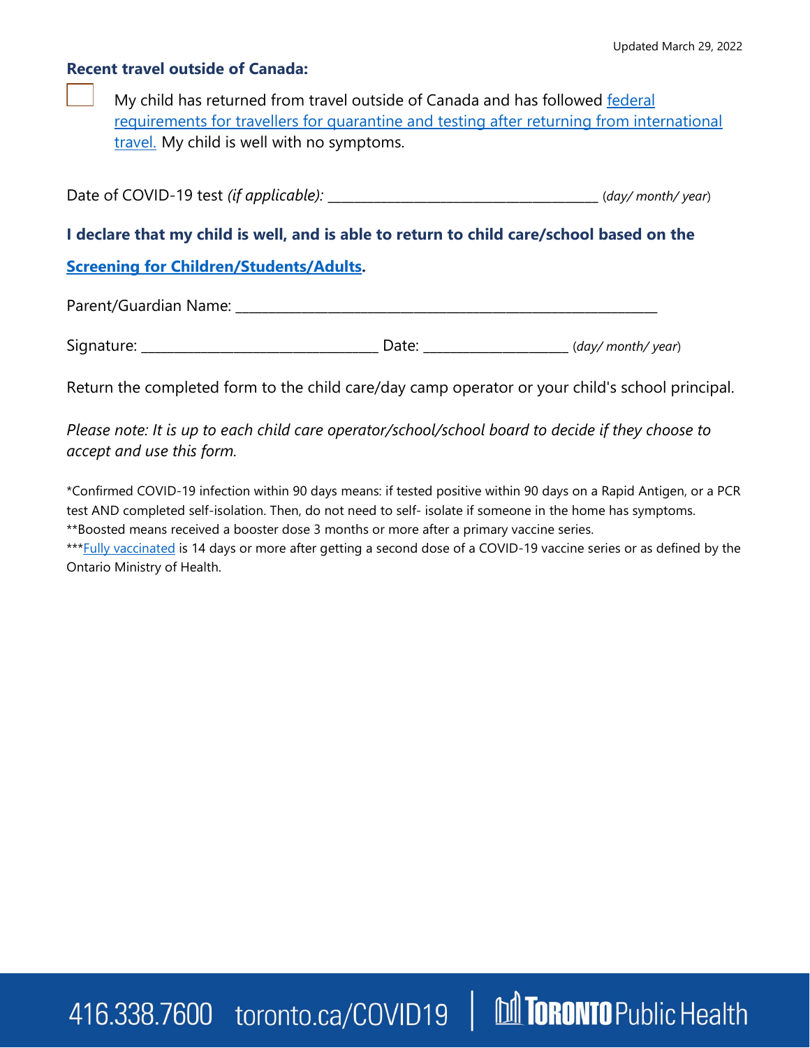**Recent travel outside of Canada:**

- [ ] My child has returned from travel outside of Canada and has followed federal requirements for travellers for quarantine and testing after returning from international travel. My child is well with no symptoms.

Date of COVID-19 test *(if applicable)*: ______________________________________ (*day/ month/ year*)

**I declare that my child is well, and is able to return to child care/school based on the Screening for Children/Students/Adults.**

Parent/Guardian Name: ____________________________________________________________

Signature: _________________________________ Date: ____________________ (*day/ month/ year*)

Return the completed form to the child care/day camp operator or your child's school principal.

*Please note: It is up to each child care operator/school/school board to decide if they choose to accept and use this form.*

*Confirmed COVID-19 infection within 90 days means: if tested positive within 90 days on a Rapid Antigen, or a PCR test AND completed self-isolation. Then, do not need to self- isolate if someone in the home has symptoms.
**Boosted means received a booster dose 3 months or more after a primary vaccine series.
***Fully vaccinated is 14 days or more after getting a second dose of a COVID-19 vaccine series or as defined by the Ontario Ministry of Health.